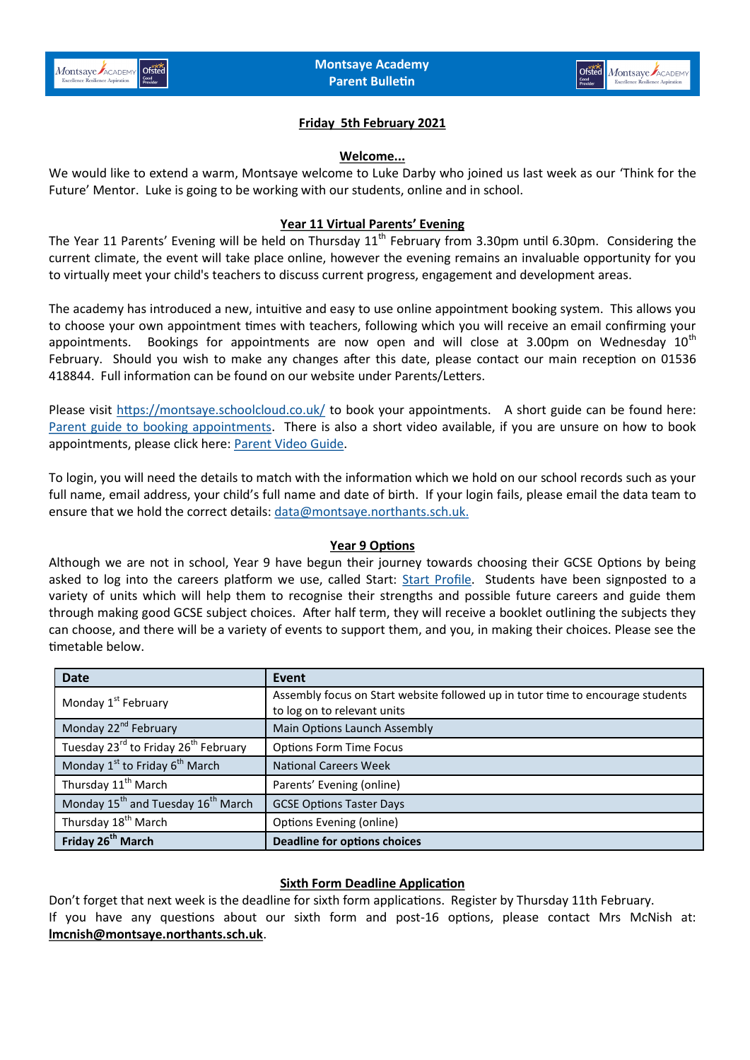# Montsaye Academy Parent Bulletin

**Friday 5th February 2021**

## Welcome...

We would like to extend a warm, Montsaye welcome to Luke Darby who joined us last week as our 'Think for the Future' Mentor. Luke is going to be working with our students, online and in school.

## Year 11 Virtual Parents' Evening

The Year 11 Parents' Evening will be held on Thursday 11th February from 3.30pm until 6.30pm. Considering the current climate, the event will take place online, however the evening remains an invaluable opportunity for you to virtually meet your child's teachers to discuss current progress, engagement and development areas.

The academy has introduced a new, intuitive and easy to use online appointment booking system. This allows you to choose your own appointment times with teachers, following which you will receive an email confirming your appointments. Bookings for appointments are now open and will close at 3.00pm on Wednesday 10th February. Should you wish to make any changes after this date, please contact our main reception on 01536 418844. Full information can be found on our website under Parents/Letters.

Please visit https://montsaye.schoolcloud.co.uk/ to book your appointments. A short guide can be found here: Parent guide to booking appointments. There is also a short video available, if you are unsure on how to book appointments, please click here: Parent Video Guide.

To login, you will need the details to match with the information which we hold on our school records such as your full name, email address, your child's full name and date of birth. If your login fails, please email the data team to ensure that we hold the correct details: data@montsaye.northants.sch.uk.

## Year 9 Options

Although we are not in school, Year 9 have begun their journey towards choosing their GCSE Options by being asked to log into the careers platform we use, called Start: Start Profile. Students have been signposted to a variety of units which will help them to recognise their strengths and possible future careers and guide them through making good GCSE subject choices. After half term, they will receive a booklet outlining the subjects they can choose, and there will be a variety of events to support them, and you, in making their choices. Please see the timetable below.

| Date | Event |
|---|---|
| Monday 1st February | Assembly focus on Start website followed up in tutor time to encourage students to log on to relevant units |
| Monday 22nd February | Main Options Launch Assembly |
| Tuesday 23rd to Friday 26th February | Options Form Time Focus |
| Monday 1st to Friday 6th March | National Careers Week |
| Thursday 11th March | Parents' Evening (online) |
| Monday 15th and Tuesday 16th March | GCSE Options Taster Days |
| Thursday 18th March | Options Evening (online) |
| **Friday 26th March** | **Deadline for options choices** |

## Sixth Form Deadline Application

Don't forget that next week is the deadline for sixth form applications. Register by Thursday 11th February.
If you have any questions about our sixth form and post-16 options, please contact Mrs McNish at: **lmcnish@montsaye.northants.sch.uk**.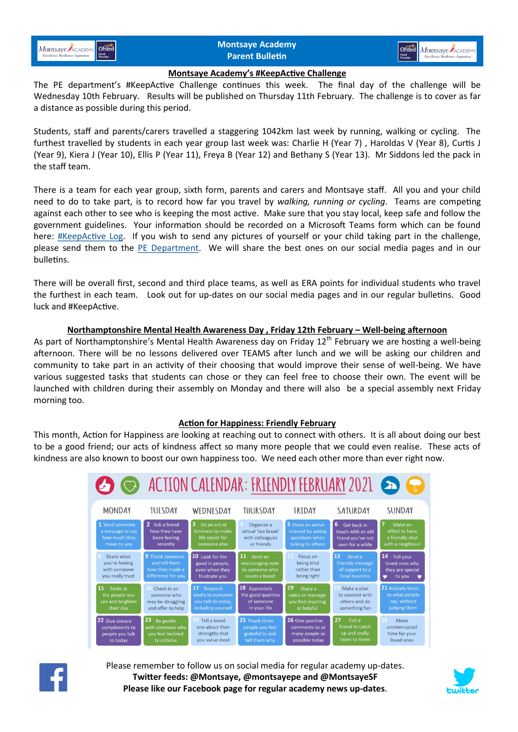## Montsaye Academy's #KeepActive Challenge

The PE department's #KeepActive Challenge continues this week. The final day of the challenge will be Wednesday 10th February. Results will be published on Thursday 11th February. The challenge is to cover as far a distance as possible during this period.

Students, staff and parents/carers travelled a staggering 1042km last week by running, walking or cycling. The furthest travelled by students in each year group last week was: Charlie H (Year 7) , Haroldas V (Year 8), Curtis J (Year 9), Kiera J (Year 10), Ellis P (Year 11), Freya B (Year 12) and Bethany S (Year 13). Mr Siddons led the pack in the staff team.

There is a team for each year group, sixth form, parents and carers and Montsaye staff. All you and your child need to do to take part, is to record how far you travel by *walking, running or cycling*. Teams are competing against each other to see who is keeping the most active. Make sure that you stay local, keep safe and follow the government guidelines. Your information should be recorded on a Microsoft Teams form which can be found here: #KeepActive Log. If you wish to send any pictures of yourself or your child taking part in the challenge, please send them to the PE Department. We will share the best ones on our social media pages and in our bulletins.

There will be overall first, second and third place teams, as well as ERA points for individual students who travel the furthest in each team. Look out for up-dates on our social media pages and in our regular bulletins. Good luck and #KeepActive.

## Northamptonshire Mental Health Awareness Day , Friday 12th February – Well-being afternoon

As part of Northamptonshire's Mental Health Awareness day on Friday 12th February we are hosting a well-being afternoon. There will be no lessons delivered over TEAMS after lunch and we will be asking our children and community to take part in an activity of their choosing that would improve their sense of well-being. We have various suggested tasks that students can chose or they can feel free to choose their own. The event will be launched with children during their assembly on Monday and there will also be a special assembly next Friday morning too.

## Action for Happiness: Friendly February

This month, Action for Happiness are looking at reaching out to connect with others. It is all about doing our best to be a good friend; our acts of kindness affect so many more people that we could even realise. These acts of kindness are also known to boost our own happiness too. We need each other more than ever right now.

### ACTION CALENDAR: FRIENDLY FEBRUARY 2021

| MONDAY | TUESDAY | WEDNESDAY | THURSDAY | FRIDAY | SATURDAY | SUNDAY |
|---|---|---|---|---|---|---|
| 1 Send someone a message to say how much they mean to you | 2 Ask a friend how they have been feeling recently | 3 Do an act of kindness to make life easier for someone else | 4 Organise a virtual 'tea break' with colleagues or friends | 5 Show an active interest by asking questions when talking to others | 6 Get back in touch with an old friend you've not seen for a while | 7 Make an effort to have a friendly chat with a neighbour |
| 8 Share what you're feeling with someone you really trust | 9 Thank someone and tell them how they made a difference for you | 10 Look for the good in people, even when they frustrate you | 11 Send an encouraging note to someone who needs a boost | 12 Focus on being kind rather than being right | 13 Send a friendly message of support to a local business | 14 Tell your loved ones why they are special to you |
| 15 Smile at the people you see and brighten their day | 16 Check in on someone who may be struggling and offer to help | 17 Respond kindly to everyone you talk to today, including yourself | 18 Appreciate the good qualities of someone in your life | 19 Share a video or message you find inspiring or helpful | 20 Make a plan to connect with others and do something fun | 21 Actively listen to what people say, without judging them |
| 22 Give sincere compliments to people you talk to today | 23 Be gentle with someone who you feel inclined to criticise | 24 Tell a loved one about their strengths that you value most | 25 Thank three people you feel grateful to and tell them why | 26 Give positive comments to as many people as possible today | 27 Call a friend to catch up and really listen to them | 28 Make uninterrupted time for your loved ones |

Please remember to follow us on social media for regular academy up-dates.
**Twitter feeds: @Montsaye, @montsayepe and @MontsayeSF**
**Please like our Facebook page for regular academy news up-dates**.